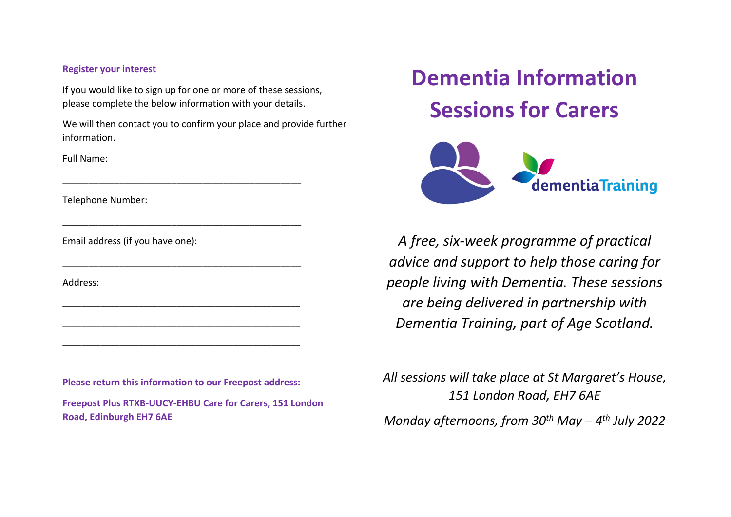**Register your interest**

If you would like to sign up for one or more of these sessions, please complete the below information with your details.

We will then contact you to confirm your place and provide further information.

Full Name:

_____________________________________________

Telephone Number:

_____________________________________________

Email address (if you have one):

_____________________________________________

Address:

_____________________________________________

_____________________________________________

_____________________________________________

**Please return this information to our Freepost address:**

**Freepost Plus RTXB-UUCY-EHBU Care for Carers, 151 London Road, Edinburgh EH7 6AE**

# Dementia Information Sessions for Carers

dementiaTraining

*A free, six-week programme of practical advice and support to help those caring for people living with Dementia. These sessions are being delivered in partnership with Dementia Training, part of Age Scotland.*

*All sessions will take place at St Margaret's House, 151 London Road, EH7 6AE*

*Monday afternoons, from 30th May – 4th July 2022*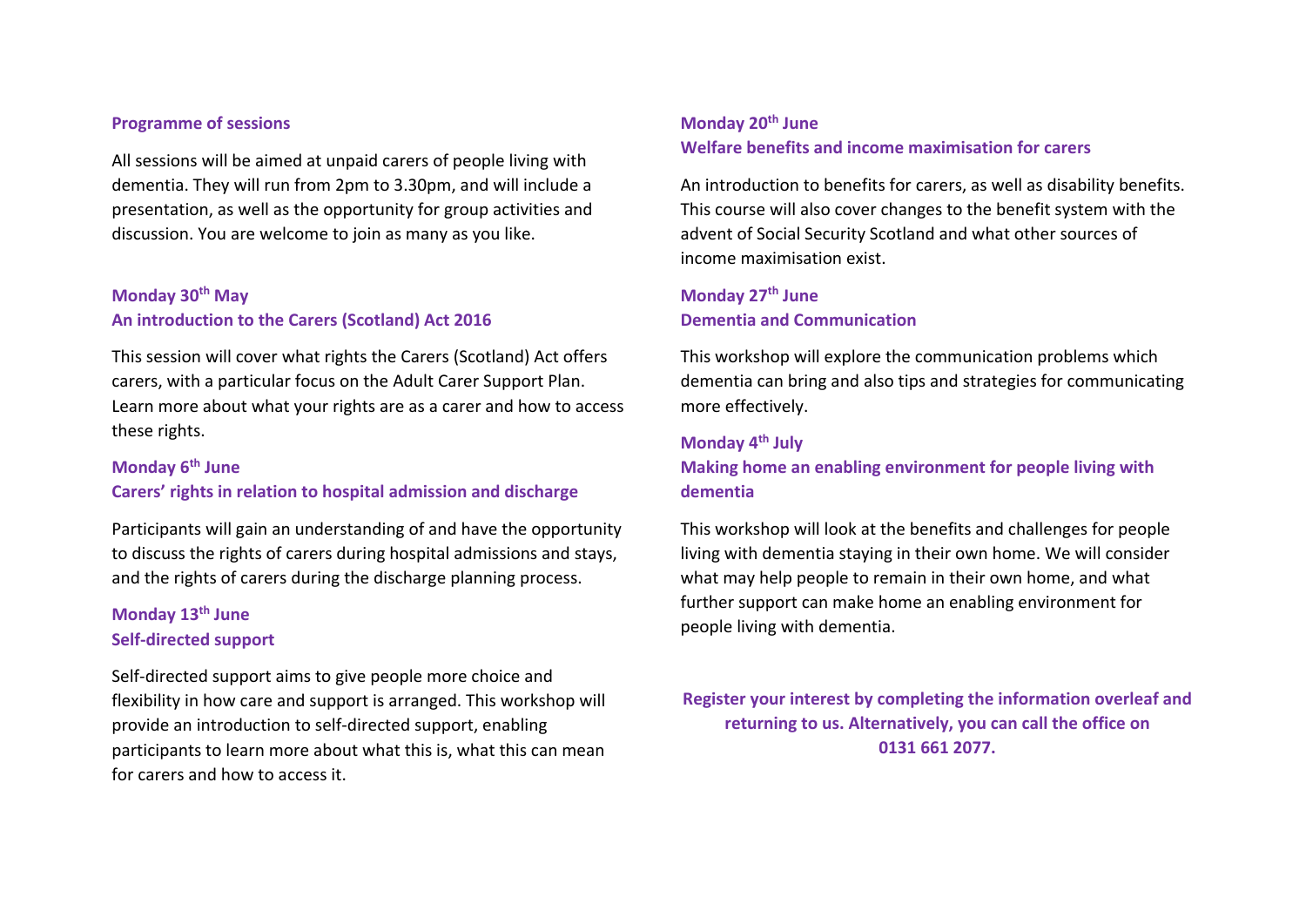## Programme of sessions

All sessions will be aimed at unpaid carers of people living with dementia. They will run from 2pm to 3.30pm, and will include a presentation, as well as the opportunity for group activities and discussion. You are welcome to join as many as you like.

### Monday 30th May
### An introduction to the Carers (Scotland) Act 2016

This session will cover what rights the Carers (Scotland) Act offers carers, with a particular focus on the Adult Carer Support Plan. Learn more about what your rights are as a carer and how to access these rights.

### Monday 6th June
### Carers' rights in relation to hospital admission and discharge

Participants will gain an understanding of and have the opportunity to discuss the rights of carers during hospital admissions and stays, and the rights of carers during the discharge planning process.

### Monday 13th June
### Self-directed support

Self-directed support aims to give people more choice and flexibility in how care and support is arranged. This workshop will provide an introduction to self-directed support, enabling participants to learn more about what this is, what this can mean for carers and how to access it.

### Monday 20th June
### Welfare benefits and income maximisation for carers

An introduction to benefits for carers, as well as disability benefits. This course will also cover changes to the benefit system with the advent of Social Security Scotland and what other sources of income maximisation exist.

### Monday 27th June
### Dementia and Communication

This workshop will explore the communication problems which dementia can bring and also tips and strategies for communicating more effectively.

### Monday 4th July
### Making home an enabling environment for people living with dementia

This workshop will look at the benefits and challenges for people living with dementia staying in their own home. We will consider what may help people to remain in their own home, and what further support can make home an enabling environment for people living with dementia.

**Register your interest by completing the information overleaf and returning to us. Alternatively, you can call the office on 0131 661 2077.**